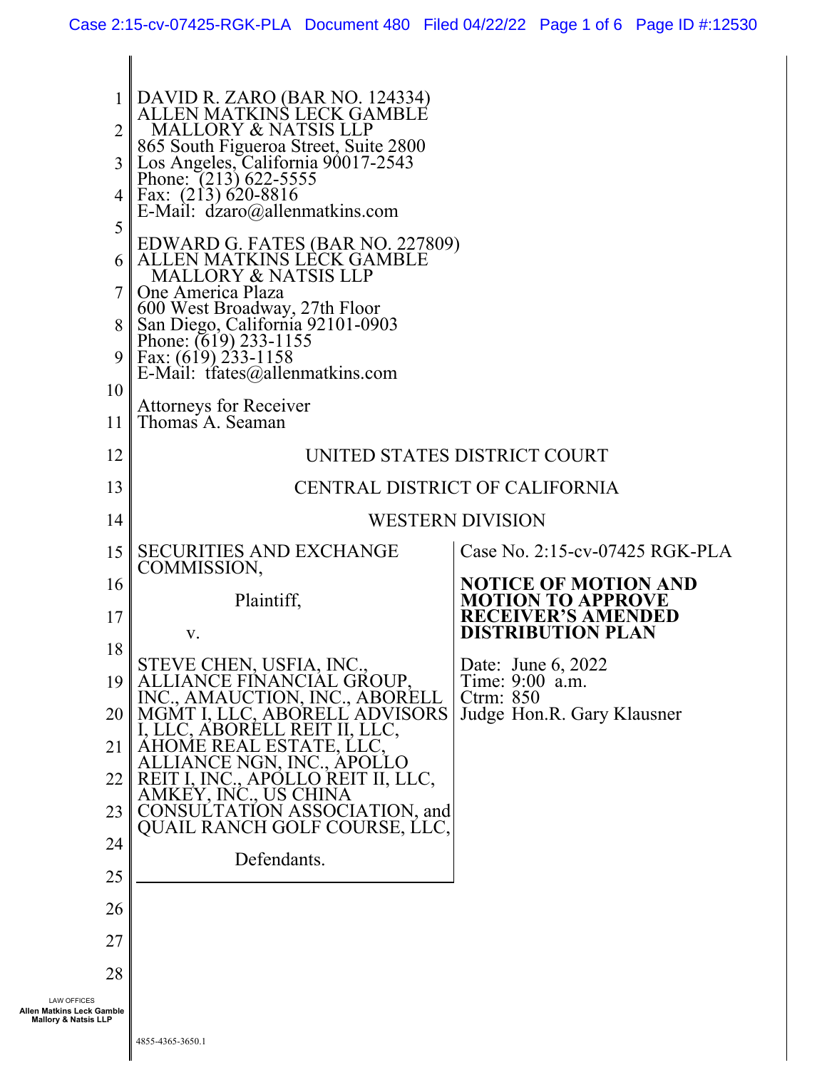DAVID R. ZARO (BAR NO. 124334)
ALLEN MATKINS LECK GAMBLE
MALLORY & NATSIS LLP
865 South Figueroa Street, Suite 2800
Los Angeles, California 90017-2543
Phone: (213) 622-5555
Fax: (213) 620-8816
E-Mail: dzaro@allenmatkins.com

EDWARD G. FATES (BAR NO. 227809)
ALLEN MATKINS LECK GAMBLE
MALLORY & NATSIS LLP
One America Plaza
600 West Broadway, 27th Floor
San Diego, California 92101-0903
Phone: (619) 233-1155
Fax: (619) 233-1158
E-Mail: tfates@allenmatkins.com

Attorneys for Receiver
Thomas A. Seaman

UNITED STATES DISTRICT COURT

CENTRAL DISTRICT OF CALIFORNIA

WESTERN DIVISION

SECURITIES AND EXCHANGE COMMISSION,

Plaintiff,

v.

STEVE CHEN, USFIA, INC., ALLIANCE FINANCIAL GROUP, INC., AMAUCTION, INC., ABORELL MGMT I, LLC, ABORELL ADVISORS I, LLC, ABORELL REIT II, LLC, AHOME REAL ESTATE, LLC, ALLIANCE NGN, INC., APOLLO REIT I, INC., APOLLO REIT II, LLC, AMKEY, INC., US CHINA CONSULTATION ASSOCIATION, and QUAIL RANCH GOLF COURSE, LLC,

Defendants.

Case No. 2:15-cv-07425 RGK-PLA

**NOTICE OF MOTION AND MOTION TO APPROVE RECEIVER'S AMENDED DISTRIBUTION PLAN**

Date: June 6, 2022
Time: 9:00 a.m.
Ctrm: 850
Judge Hon.R. Gary Klausner

4855-4365-3650.1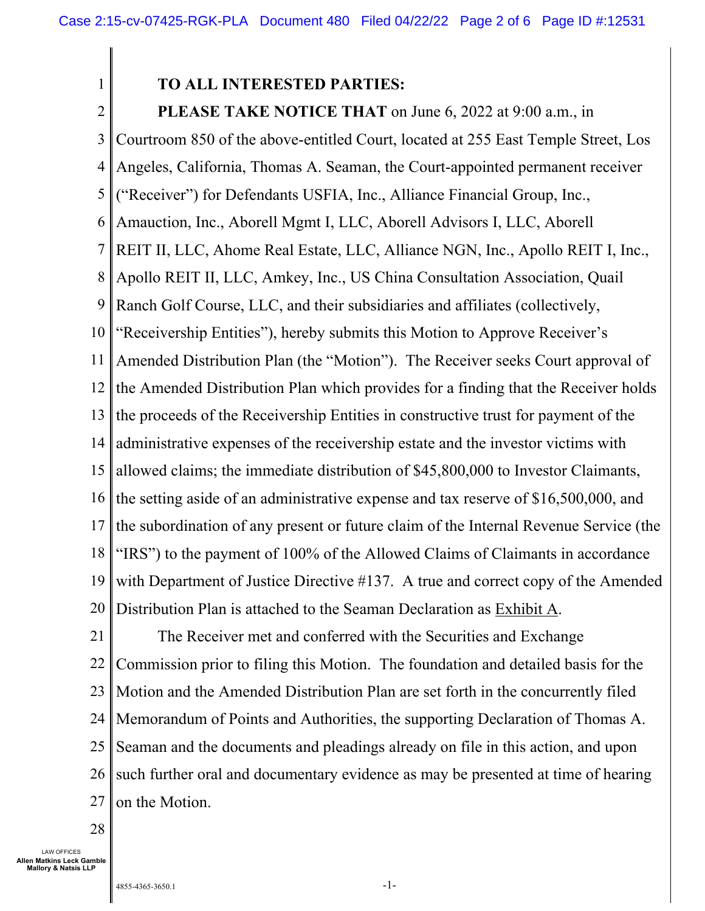**TO ALL INTERESTED PARTIES:**

**PLEASE TAKE NOTICE THAT** on June 6, 2022 at 9:00 a.m., in Courtroom 850 of the above-entitled Court, located at 255 East Temple Street, Los Angeles, California, Thomas A. Seaman, the Court-appointed permanent receiver ("Receiver") for Defendants USFIA, Inc., Alliance Financial Group, Inc., Amauction, Inc., Aborell Mgmt I, LLC, Aborell Advisors I, LLC, Aborell REIT II, LLC, Ahome Real Estate, LLC, Alliance NGN, Inc., Apollo REIT I, Inc., Apollo REIT II, LLC, Amkey, Inc., US China Consultation Association, Quail Ranch Golf Course, LLC, and their subsidiaries and affiliates (collectively, "Receivership Entities"), hereby submits this Motion to Approve Receiver's Amended Distribution Plan (the "Motion"). The Receiver seeks Court approval of the Amended Distribution Plan which provides for a finding that the Receiver holds the proceeds of the Receivership Entities in constructive trust for payment of the administrative expenses of the receivership estate and the investor victims with allowed claims; the immediate distribution of $45,800,000 to Investor Claimants, the setting aside of an administrative expense and tax reserve of $16,500,000, and the subordination of any present or future claim of the Internal Revenue Service (the "IRS") to the payment of 100% of the Allowed Claims of Claimants in accordance with Department of Justice Directive #137. A true and correct copy of the Amended Distribution Plan is attached to the Seaman Declaration as Exhibit A.

The Receiver met and conferred with the Securities and Exchange Commission prior to filing this Motion. The foundation and detailed basis for the Motion and the Amended Distribution Plan are set forth in the concurrently filed Memorandum of Points and Authorities, the supporting Declaration of Thomas A. Seaman and the documents and pleadings already on file in this action, and upon such further oral and documentary evidence as may be presented at time of hearing on the Motion.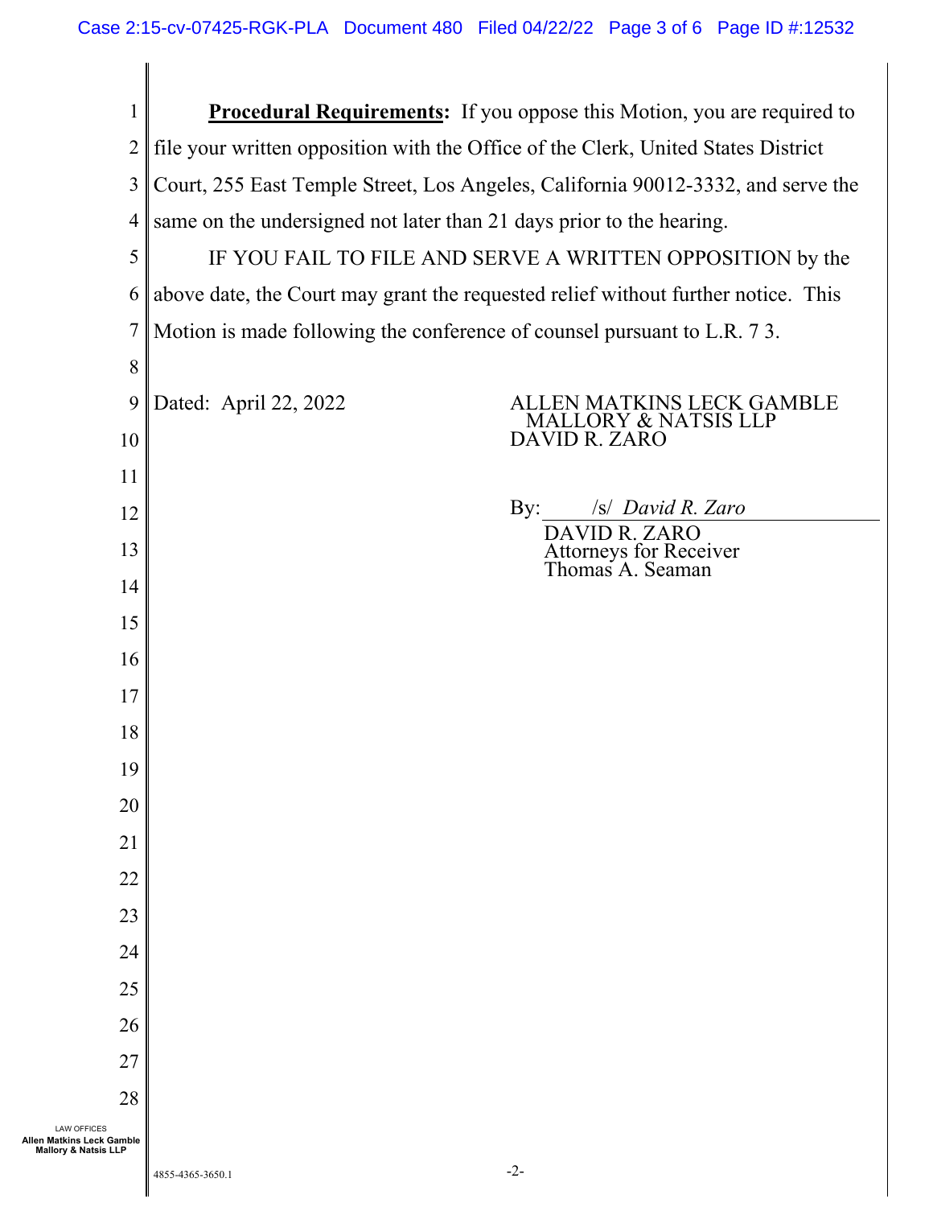**Procedural Requirements:** If you oppose this Motion, you are required to file your written opposition with the Office of the Clerk, United States District Court, 255 East Temple Street, Los Angeles, California 90012-3332, and serve the same on the undersigned not later than 21 days prior to the hearing.

IF YOU FAIL TO FILE AND SERVE A WRITTEN OPPOSITION by the above date, the Court may grant the requested relief without further notice. This Motion is made following the conference of counsel pursuant to L.R. 7 3.

Dated: April 22, 2022

ALLEN MATKINS LECK GAMBLE
MALLORY & NATSIS LLP
DAVID R. ZARO

By: /s/ *David R. Zaro*
DAVID R. ZARO
Attorneys for Receiver
Thomas A. Seaman

LAW OFFICES
**Allen Matkins Leck Gamble Mallory & Natsis LLP**

4855-4365-3650.1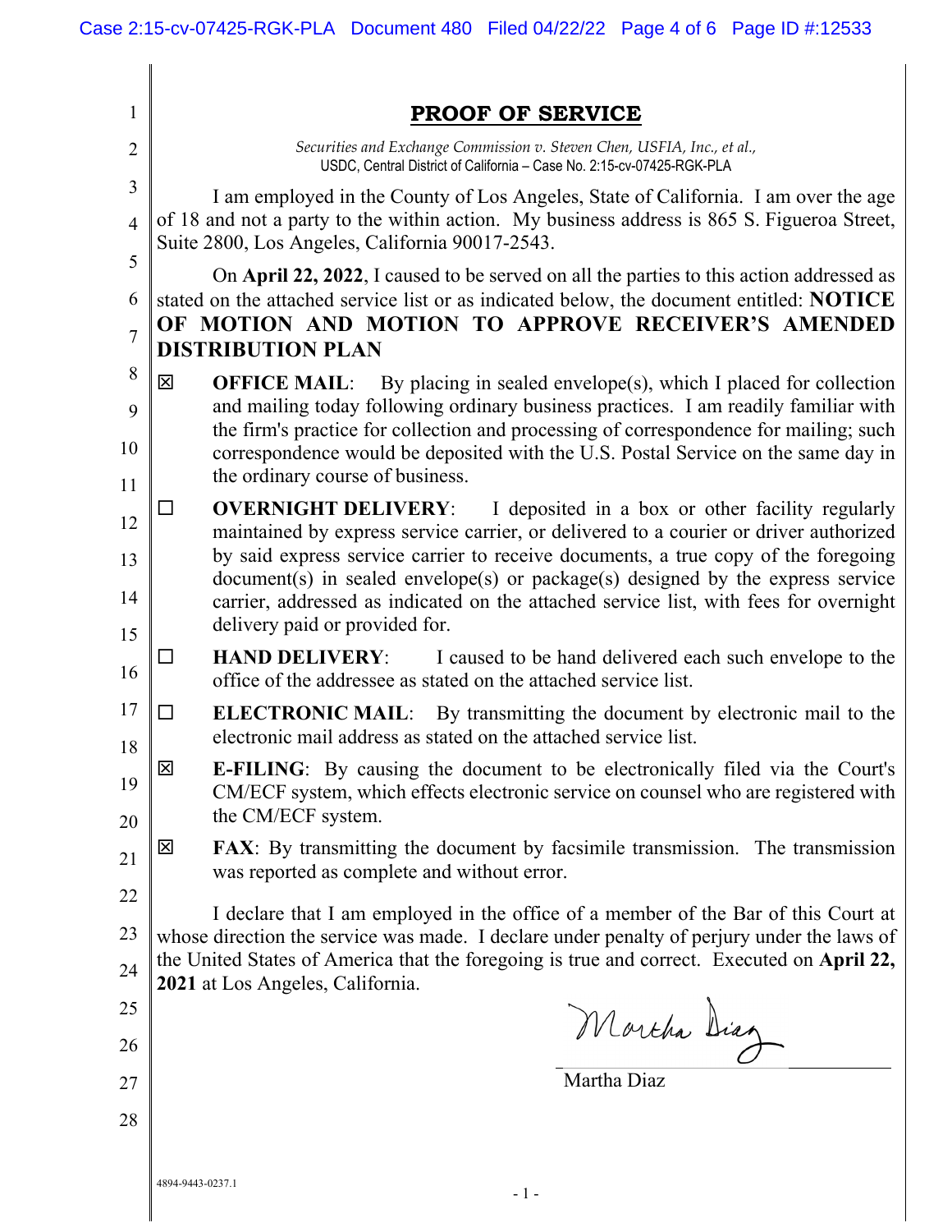# PROOF OF SERVICE

*Securities and Exchange Commission v. Steven Chen, USFIA, Inc., et al.,*
USDC, Central District of California – Case No. 2:15-cv-07425-RGK-PLA

I am employed in the County of Los Angeles, State of California. I am over the age of 18 and not a party to the within action. My business address is 865 S. Figueroa Street, Suite 2800, Los Angeles, California 90017-2543.

On **April 22, 2022**, I caused to be served on all the parties to this action addressed as stated on the attached service list or as indicated below, the document entitled: **NOTICE OF MOTION AND MOTION TO APPROVE RECEIVER'S AMENDED DISTRIBUTION PLAN**

☒ **OFFICE MAIL**: By placing in sealed envelope(s), which I placed for collection and mailing today following ordinary business practices. I am readily familiar with the firm's practice for collection and processing of correspondence for mailing; such correspondence would be deposited with the U.S. Postal Service on the same day in the ordinary course of business.

☐ **OVERNIGHT DELIVERY**: I deposited in a box or other facility regularly maintained by express service carrier, or delivered to a courier or driver authorized by said express service carrier to receive documents, a true copy of the foregoing document(s) in sealed envelope(s) or package(s) designed by the express service carrier, addressed as indicated on the attached service list, with fees for overnight delivery paid or provided for.

☐ **HAND DELIVERY**: I caused to be hand delivered each such envelope to the office of the addressee as stated on the attached service list.

☐ **ELECTRONIC MAIL**: By transmitting the document by electronic mail to the electronic mail address as stated on the attached service list.

☒ **E-FILING**: By causing the document to be electronically filed via the Court's CM/ECF system, which effects electronic service on counsel who are registered with the CM/ECF system.

☒ **FAX**: By transmitting the document by facsimile transmission. The transmission was reported as complete and without error.

I declare that I am employed in the office of a member of the Bar of this Court at whose direction the service was made. I declare under penalty of perjury under the laws of the United States of America that the foregoing is true and correct. Executed on **April 22, 2021** at Los Angeles, California.

*Martha Diaz*

Martha Diaz

4894-9443-0237.1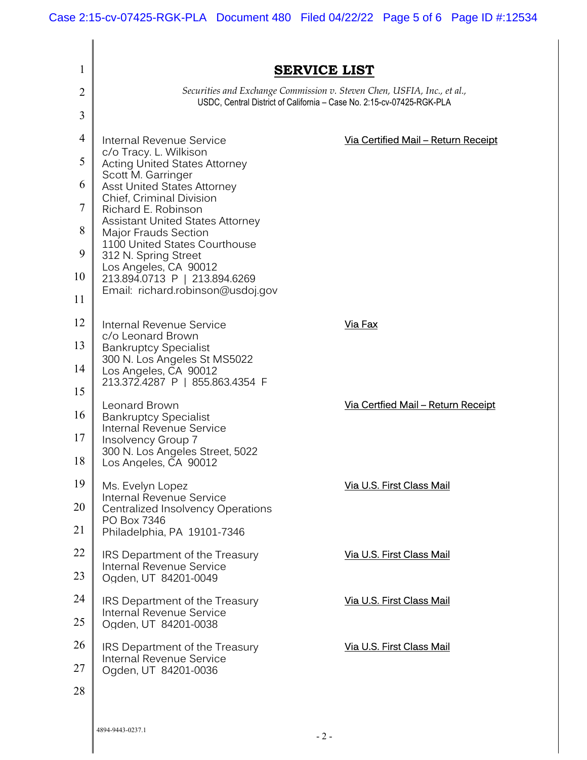# SERVICE LIST

*Securities and Exchange Commission v. Steven Chen, USFIA, Inc., et al.,*
USDC, Central District of California – Case No. 2:15-cv-07425-RGK-PLA

Internal Revenue Service
c/o Tracy. L. Wilkison
Acting United States Attorney
Scott M. Garringer
Asst United States Attorney
Chief, Criminal Division
Richard E. Robinson
Assistant United States Attorney
Major Frauds Section
1100 United States Courthouse
312 N. Spring Street
Los Angeles, CA 90012
213.894.0713 P | 213.894.6269
Email: richard.robinson@usdoj.gov

Via Certified Mail – Return Receipt

Internal Revenue Service
c/o Leonard Brown
Bankruptcy Specialist
300 N. Los Angeles St MS5022
Los Angeles, CA 90012
213.372.4287 P | 855.863.4354 F

Via Fax

Leonard Brown
Bankruptcy Specialist
Internal Revenue Service
Insolvency Group 7
300 N. Los Angeles Street, 5022
Los Angeles, CA 90012

Via Certfied Mail – Return Receipt

Ms. Evelyn Lopez
Internal Revenue Service
Centralized Insolvency Operations
PO Box 7346
Philadelphia, PA 19101-7346

Via U.S. First Class Mail

IRS Department of the Treasury
Internal Revenue Service
Ogden, UT 84201-0049

Via U.S. First Class Mail

IRS Department of the Treasury
Internal Revenue Service
Ogden, UT 84201-0038

Via U.S. First Class Mail

IRS Department of the Treasury
Internal Revenue Service
Ogden, UT 84201-0036

Via U.S. First Class Mail

4894-9443-0237.1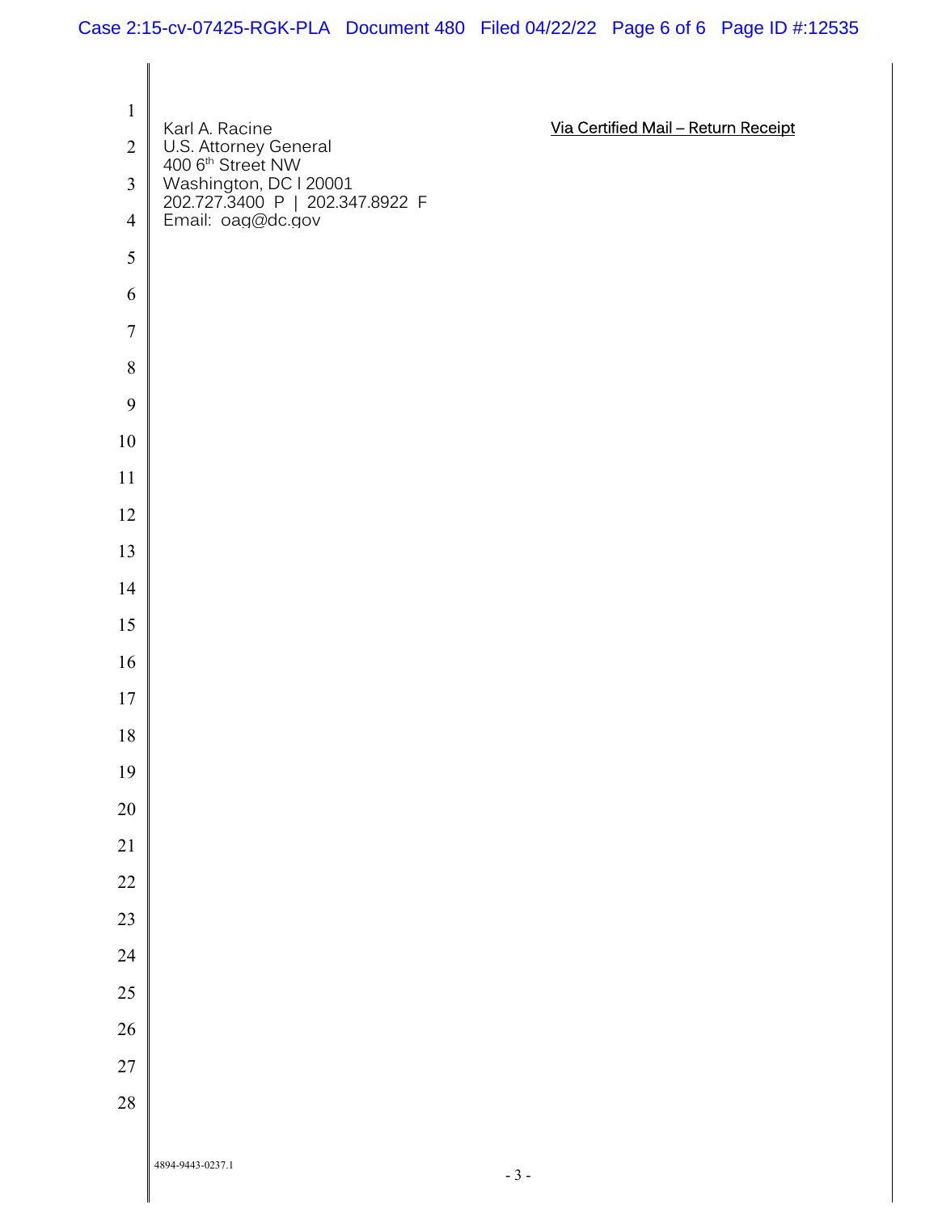Karl A. Racine
U.S. Attorney General
400 6th Street NW
Washington, DC l 20001
202.727.3400 P | 202.347.8922 F
Email: oag@dc.gov

Via Certified Mail – Return Receipt

4894-9443-0237.1